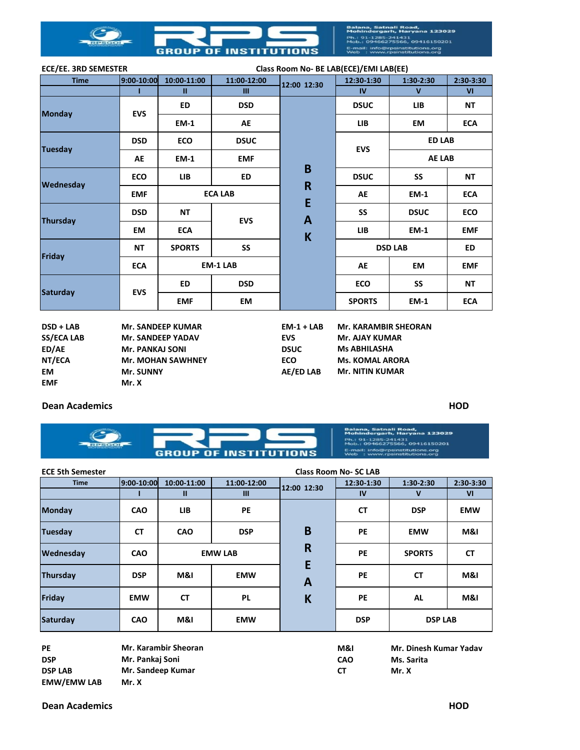## RPS GROUP OF INSTITUTIONS

Balana, Satnali Road, Mohindergarh, Haryana 123029
Ph.: 91-1285-241431
Mob.: 09466275566, 09416150201
E-mail: info@rpsinstitutions.org
Web : www.rpsinstitutions.org

**ECE/EE. 3RD SEMESTER** — **Class Room No- BE LAB(ECE)/EMI LAB(EE)**

| Time | 9:00-10:00 | 10:00-11:00 | 11:00-12:00 | 12:00 12:30 | 12:30-1:30 | 1:30-2:30 | 2:30-3:30 |
|---|---|---|---|---|---|---|---|
| | I | II | III | | IV | V | VI |
| Monday | EVS | ED | DSD | | DSUC | LIB | NT |
| | | EM-1 | AE | | LIB | EM | ECA |
| Tuesday | DSD | ECO | DSUC | B | EVS | ED LAB | |
| | AE | EM-1 | EMF | R | | AE LAB | |
| Wednesday | ECO | LIB | ED | E | DSUC | SS | NT |
| | EMF | ECA LAB | | A | AE | EM-1 | ECA |
| Thursday | DSD | NT | EVS | K | SS | DSUC | ECO |
| | EM | ECA | | | LIB | EM-1 | EMF |
| Friday | NT | SPORTS | SS | | DSD LAB | | ED |
| | ECA | EM-1 LAB | | | AE | EM | EMF |
| Saturday | EVS | ED | DSD | | ECO | SS | NT |
| | | EMF | EM | | SPORTS | EM-1 | ECA |

| Subject | Faculty | Subject | Faculty |
|---|---|---|---|
| DSD + LAB | Mr. SANDEEP KUMAR | EM-1 + LAB | Mr. KARAMBIR SHEORAN |
| SS/ECA LAB | Mr. SANDEEP YADAV | EVS | Mr. AJAY KUMAR |
| ED/AE | Mr. PANKAJ SONI | DSUC | Ms ABHILASHA |
| NT/ECA | Mr. MOHAN SAWHNEY | ECO | Ms. KOMAL ARORA |
| EM | Mr. SUNNY | AE/ED LAB | Mr. NITIN KUMAR |
| EMF | Mr. X | | |

**Dean Academics** **HOD**

## RPS GROUP OF INSTITUTIONS

Balana, Satnali Road, Mohindergarh, Haryana 123029
Ph.: 91-1285-241431
Mob.: 09466275566, 09416150201
E-mail: info@rpsinstitutions.org
Web : www.rpsinstitutions.org

**ECE 5th Semester** — **Class Room No- SC LAB**

| Time | 9:00-10:00 | 10:00-11:00 | 11:00-12:00 | 12:00 12:30 | 12:30-1:30 | 1:30-2:30 | 2:30-3:30 |
|---|---|---|---|---|---|---|---|
| | I | II | III | | IV | V | VI |
| Monday | CAO | LIB | PE | | CT | DSP | EMW |
| Tuesday | CT | CAO | DSP | B | PE | EMW | M&I |
| Wednesday | CAO | EMW LAB | | R | PE | SPORTS | CT |
| Thursday | DSP | M&I | EMW | E | PE | CT | M&I |
| Friday | EMW | CT | PL | A | PE | AL | M&I |
| Saturday | CAO | M&I | EMW | K | DSP | DSP LAB | |

| Subject | Faculty | Subject | Faculty |
|---|---|---|---|
| PE | Mr. Karambir Sheoran | M&I | Mr. Dinesh Kumar Yadav |
| DSP | Mr. Pankaj Soni | CAO | Ms. Sarita |
| DSP LAB | Mr. Sandeep Kumar | CT | Mr. X |
| EMW/EMW LAB | Mr. X | | |

**Dean Academics** **HOD**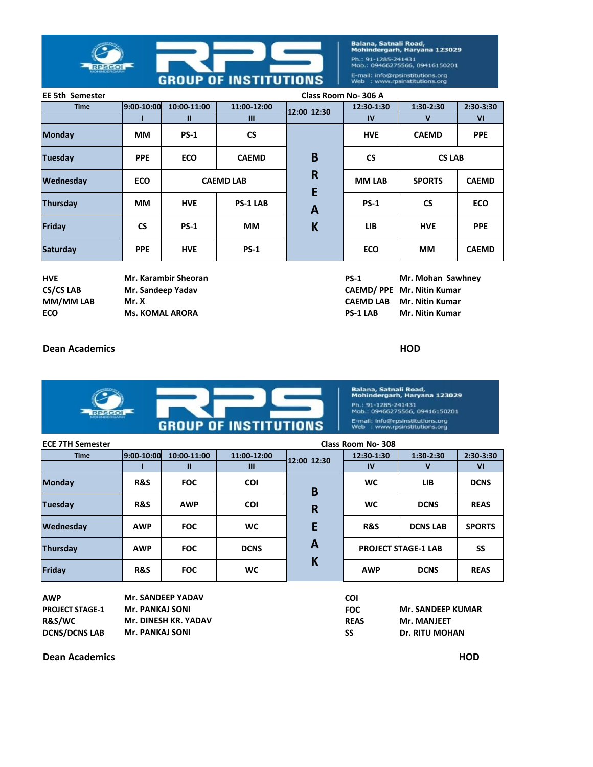**RPS GROUP OF INSTITUTIONS**

Balana, Satnali Road, Mohindergarh, Haryana 123029
Ph.: 91-1285-241431
Mob.: 09466275566, 09416150201
E-mail: info@rpsinstitutions.org
Web : www.rpsinstitutions.org

**EE 5th Semester** — **Class Room No- 306 A**

| Time | 9:00-10:00 | 10:00-11:00 | 11:00-12:00 | 12:00 12:30 | 12:30-1:30 | 1:30-2:30 | 2:30-3:30 |
|---|---|---|---|---|---|---|---|
| | I | II | III | | IV | V | VI |
| Monday | MM | PS-1 | CS | | HVE | CAEMD | PPE |
| Tuesday | PPE | ECO | CAEMD | B | CS | CS LAB | |
| Wednesday | ECO | CAEMD LAB | | R E | MM LAB | SPORTS | CAEMD |
| Thursday | MM | HVE | PS-1 LAB | A | PS-1 | CS | ECO |
| Friday | CS | PS-1 | MM | K | LIB | HVE | PPE |
| Saturday | PPE | HVE | PS-1 | | ECO | MM | CAEMD |

| | | | |
|---|---|---|---|
| HVE | Mr. Karambir Sheoran | PS-1 | Mr. Mohan Sawhney |
| CS/CS LAB | Mr. Sandeep Yadav | CAEMD/ PPE | Mr. Nitin Kumar |
| MM/MM LAB | Mr. X | CAEMD LAB | Mr. Nitin Kumar |
| ECO | Ms. KOMAL ARORA | PS-1 LAB | Mr. Nitin Kumar |

**Dean Academics** **HOD**

**RPS GROUP OF INSTITUTIONS**

Balana, Satnali Road, Mohindergarh, Haryana 123029
Ph.: 91-1285-241431
Mob.: 09466275566, 09416150201
E-mail: info@rpsinstitutions.org
Web : www.rpsinstitutions.org

**ECE 7TH Semester** — **Class Room No- 308**

| Time | 9:00-10:00 | 10:00-11:00 | 11:00-12:00 | 12:00 12:30 | 12:30-1:30 | 1:30-2:30 | 2:30-3:30 |
|---|---|---|---|---|---|---|---|
| | I | II | III | | IV | V | VI |
| Monday | R&S | FOC | COI | B | WC | LIB | DCNS |
| Tuesday | R&S | AWP | COI | R | WC | DCNS | REAS |
| Wednesday | AWP | FOC | WC | E | R&S | DCNS LAB | SPORTS |
| Thursday | AWP | FOC | DCNS | A | PROJECT STAGE-1 LAB | | SS |
| Friday | R&S | FOC | WC | K | AWP | DCNS | REAS |

| | | | |
|---|---|---|---|
| AWP | Mr. SANDEEP YADAV | COI | |
| PROJECT STAGE-1 | Mr. PANKAJ SONI | FOC | Mr. SANDEEP KUMAR |
| R&S/WC | Mr. DINESH KR. YADAV | REAS | Mr. MANJEET |
| DCNS/DCNS LAB | Mr. PANKAJ SONI | SS | Dr. RITU MOHAN |

**Dean Academics** **HOD**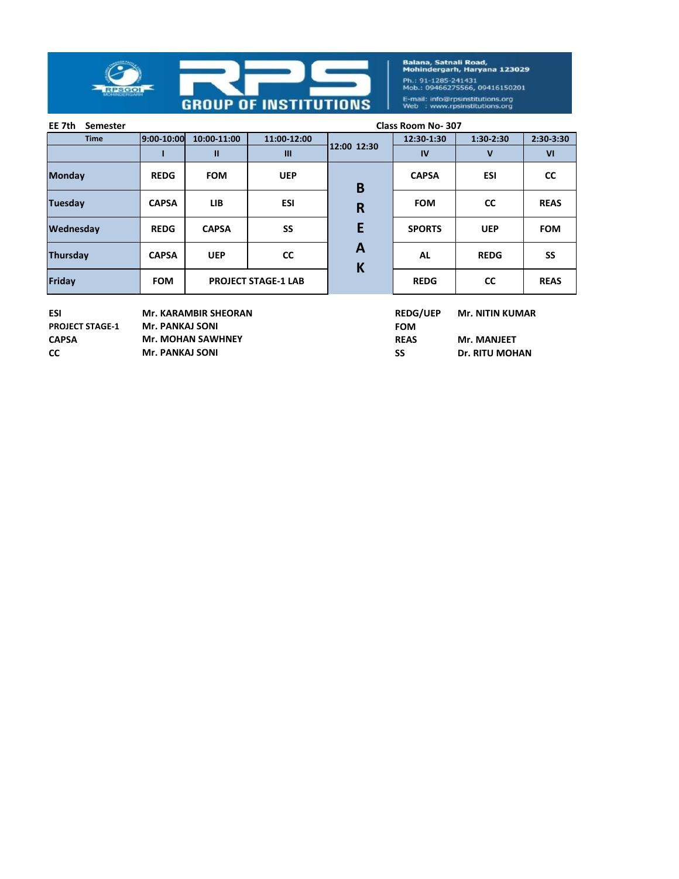**RPS GROUP OF INSTITUTIONS**

Balana, Satnali Road, Mohindergarh, Haryana 123029
Ph.: 91-1285-241431
Mob.: 09466275566, 09416150201
E-mail: info@rpsinstitutions.org
Web : www.rpsinstitutions.org

**EE 7th Semester** **Class Room No- 307**

| Time | 9:00-10:00 | 10:00-11:00 | 11:00-12:00 | 12:00 12:30 | 12:30-1:30 | 1:30-2:30 | 2:30-3:30 |
|---|---|---|---|---|---|---|---|
| | I | II | III | | IV | V | VI |
| Monday | REDG | FOM | UEP | B | CAPSA | ESI | CC |
| Tuesday | CAPSA | LIB | ESI | R | FOM | CC | REAS |
| Wednesday | REDG | CAPSA | SS | E | SPORTS | UEP | FOM |
| Thursday | CAPSA | UEP | CC | A | AL | REDG | SS |
| Friday | FOM | PROJECT STAGE-1 LAB | | K | REDG | CC | REAS |

| | |
|---|---|
| ESI | Mr. KARAMBIR SHEORAN |
| PROJECT STAGE-1 | Mr. PANKAJ SONI |
| CAPSA | Mr. MOHAN SAWHNEY |
| CC | Mr. PANKAJ SONI |
| REDG/UEP | Mr. NITIN KUMAR |
| FOM | |
| REAS | Mr. MANJEET |
| SS | Dr. RITU MOHAN |